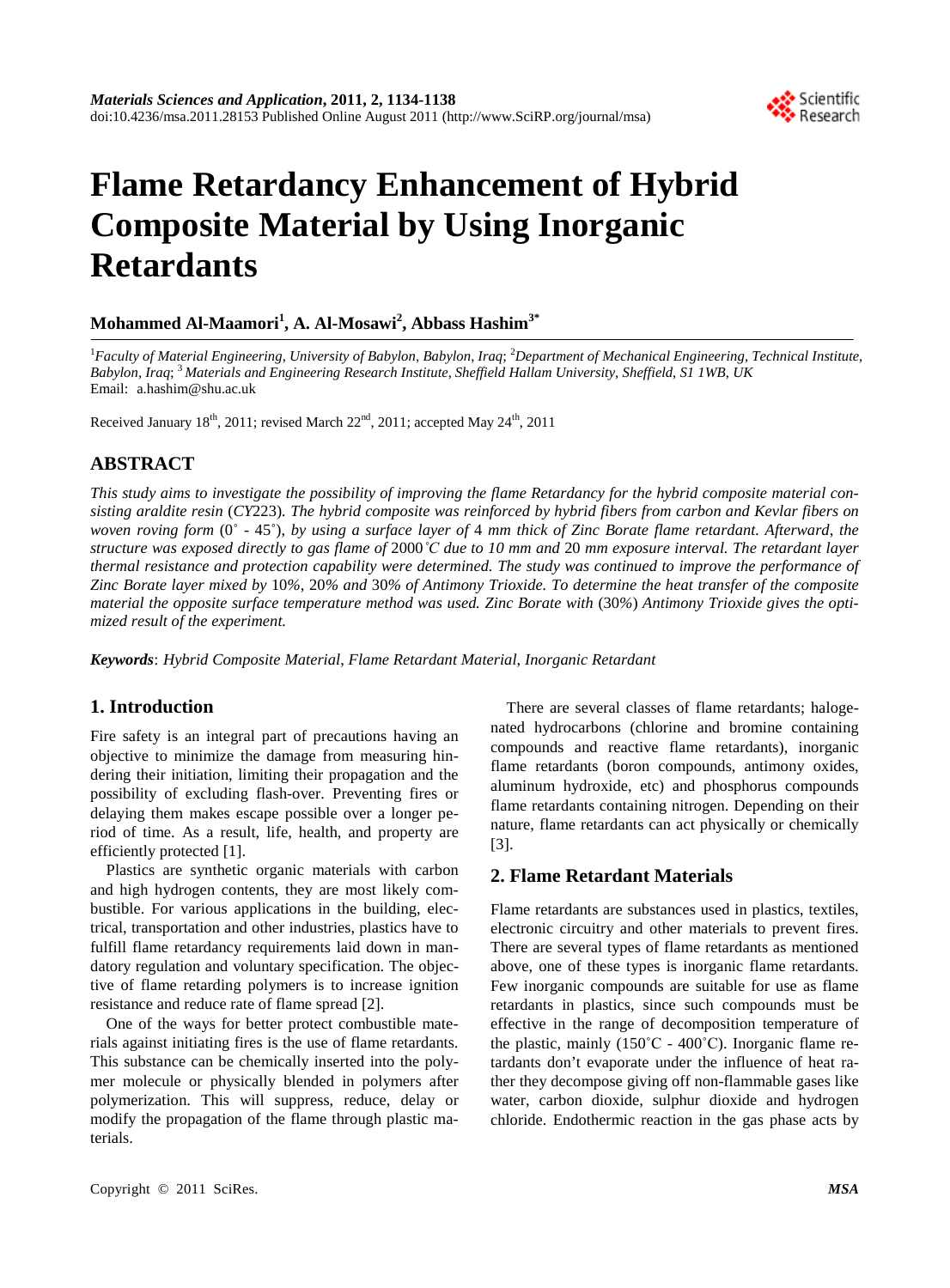# Flame Retardancy Enhancement of Hybrid Composite Material by Using Inorganic Retardants

**Mohammed Al-Maamori[1], A. Al-Mosawi[2], Abbass Hashim[3*]**

[1]*Faculty of Material Engineering, University of Babylon, Babylon, Iraq*; [2]*Department of Mechanical Engineering, Technical Institute, Babylon, Iraq*; [3] *Materials and Engineering Research Institute, Sheffield Hallam University, Sheffield, S1 1WB, UK*
Email: a.hashim@shu.ac.uk

Received January 18th, 2011; revised March 22nd, 2011; accepted May 24th, 2011

## ABSTRACT

*This study aims to investigate the possibility of improving the flame Retardancy for the hybrid composite material consisting araldite resin (CY223). The hybrid composite was reinforced by hybrid fibers from carbon and Kevlar fibers on woven roving form (0˚ - 45˚), by using a surface layer of 4 mm thick of Zinc Borate flame retardant. Afterward, the structure was exposed directly to gas flame of 2000˚C due to 10 mm and 20 mm exposure interval. The retardant layer thermal resistance and protection capability were determined. The study was continued to improve the performance of Zinc Borate layer mixed by 10%, 20% and 30% of Antimony Trioxide. To determine the heat transfer of the composite material the opposite surface temperature method was used. Zinc Borate with (30%) Antimony Trioxide gives the optimized result of the experiment.*

***Keywords***: *Hybrid Composite Material, Flame Retardant Material, Inorganic Retardant*

## 1. Introduction

Fire safety is an integral part of precautions having an objective to minimize the damage from measuring hindering their initiation, limiting their propagation and the possibility of excluding flash-over. Preventing fires or delaying them makes escape possible over a longer period of time. As a result, life, health, and property are efficiently protected [1].

Plastics are synthetic organic materials with carbon and high hydrogen contents, they are most likely combustible. For various applications in the building, electrical, transportation and other industries, plastics have to fulfill flame retardancy requirements laid down in mandatory regulation and voluntary specification. The objective of flame retarding polymers is to increase ignition resistance and reduce rate of flame spread [2].

One of the ways for better protect combustible materials against initiating fires is the use of flame retardants. This substance can be chemically inserted into the polymer molecule or physically blended in polymers after polymerization. This will suppress, reduce, delay or modify the propagation of the flame through plastic materials.

There are several classes of flame retardants; halogenated hydrocarbons (chlorine and bromine containing compounds and reactive flame retardants), inorganic flame retardants (boron compounds, antimony oxides, aluminum hydroxide, etc) and phosphorus compounds flame retardants containing nitrogen. Depending on their nature, flame retardants can act physically or chemically [3].

## 2. Flame Retardant Materials

Flame retardants are substances used in plastics, textiles, electronic circuitry and other materials to prevent fires. There are several types of flame retardants as mentioned above, one of these types is inorganic flame retardants. Few inorganic compounds are suitable for use as flame retardants in plastics, since such compounds must be effective in the range of decomposition temperature of the plastic, mainly (150˚C - 400˚C). Inorganic flame retardants don't evaporate under the influence of heat rather they decompose giving off non-flammable gases like water, carbon dioxide, sulphur dioxide and hydrogen chloride. Endothermic reaction in the gas phase acts by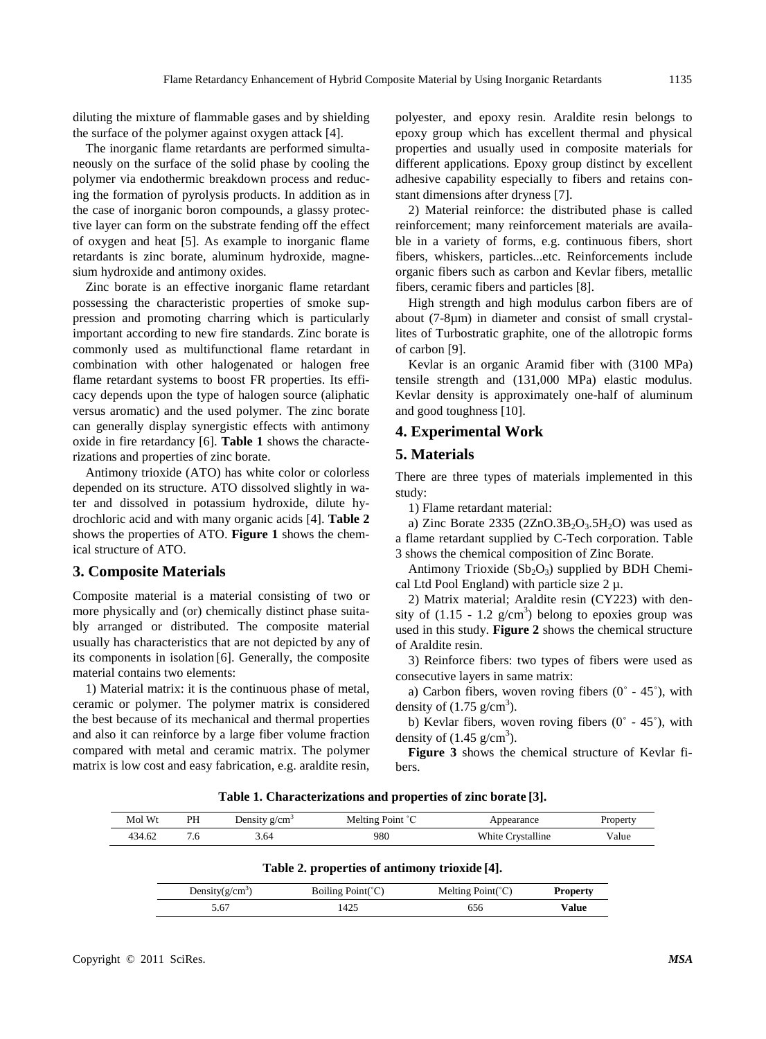diluting the mixture of flammable gases and by shielding the surface of the polymer against oxygen attack [4].

The inorganic flame retardants are performed simultaneously on the surface of the solid phase by cooling the polymer via endothermic breakdown process and reducing the formation of pyrolysis products. In addition as in the case of inorganic boron compounds, a glassy protective layer can form on the substrate fending off the effect of oxygen and heat [5]. As example to inorganic flame retardants is zinc borate, aluminum hydroxide, magnesium hydroxide and antimony oxides.

Zinc borate is an effective inorganic flame retardant possessing the characteristic properties of smoke suppression and promoting charring which is particularly important according to new fire standards. Zinc borate is commonly used as multifunctional flame retardant in combination with other halogenated or halogen free flame retardant systems to boost FR properties. Its efficacy depends upon the type of halogen source (aliphatic versus aromatic) and the used polymer. The zinc borate can generally display synergistic effects with antimony oxide in fire retardancy [6]. **Table 1** shows the characterizations and properties of zinc borate.

Antimony trioxide (ATO) has white color or colorless depended on its structure. ATO dissolved slightly in water and dissolved in potassium hydroxide, dilute hydrochloric acid and with many organic acids [4]. **Table 2** shows the properties of ATO. **Figure 1** shows the chemical structure of ATO.

## 3. Composite Materials

Composite material is a material consisting of two or more physically and (or) chemically distinct phase suitably arranged or distributed. The composite material usually has characteristics that are not depicted by any of its components in isolation [6]. Generally, the composite material contains two elements:

1) Material matrix: it is the continuous phase of metal, ceramic or polymer. The polymer matrix is considered the best because of its mechanical and thermal properties and also it can reinforce by a large fiber volume fraction compared with metal and ceramic matrix. The polymer matrix is low cost and easy fabrication, e.g. araldite resin, polyester, and epoxy resin. Araldite resin belongs to epoxy group which has excellent thermal and physical properties and usually used in composite materials for different applications. Epoxy group distinct by excellent adhesive capability especially to fibers and retains constant dimensions after dryness [7].

2) Material reinforce: the distributed phase is called reinforcement; many reinforcement materials are available in a variety of forms, e.g. continuous fibers, short fibers, whiskers, particles...etc. Reinforcements include organic fibers such as carbon and Kevlar fibers, metallic fibers, ceramic fibers and particles [8].

High strength and high modulus carbon fibers are of about (7-8μm) in diameter and consist of small crystallites of Turbostratic graphite, one of the allotropic forms of carbon [9].

Kevlar is an organic Aramid fiber with (3100 MPa) tensile strength and (131,000 MPa) elastic modulus. Kevlar density is approximately one-half of aluminum and good toughness [10].

## 4. Experimental Work

## 5. Materials

There are three types of materials implemented in this study:

1) Flame retardant material:

a) Zinc Borate 2335 ($2ZnO.3B_2O_3.5H_2O$) was used as a flame retardant supplied by C-Tech corporation. Table 3 shows the chemical composition of Zinc Borate.

Antimony Trioxide ($Sb_2O_3$) supplied by BDH Chemical Ltd Pool England) with particle size 2 μ.

2) Matrix material; Araldite resin (CY223) with density of (1.15 - 1.2 g/cm$^3$) belong to epoxies group was used in this study. **Figure 2** shows the chemical structure of Araldite resin.

3) Reinforce fibers: two types of fibers were used as consecutive layers in same matrix:

a) Carbon fibers, woven roving fibers (0˚ - 45˚), with density of (1.75 g/cm$^3$).

b) Kevlar fibers, woven roving fibers (0˚ - 45˚), with density of (1.45 g/cm$^3$).

**Figure 3** shows the chemical structure of Kevlar fibers.

**Table 1. Characterizations and properties of zinc borate [3].**

| Mol Wt | PH | Density g/cm$^3$ | Melting Point ˚C | Appearance | Property |
|---|---|---|---|---|---|
| 434.62 | 7.6 | 3.64 | 980 | White Crystalline | Value |

**Table 2. properties of antimony trioxide [4].**

| Density(g/cm$^3$) | Boiling Point(˚C) | Melting Point(˚C) | **Property** |
|---|---|---|---|
| 5.67 | 1425 | 656 | **Value** |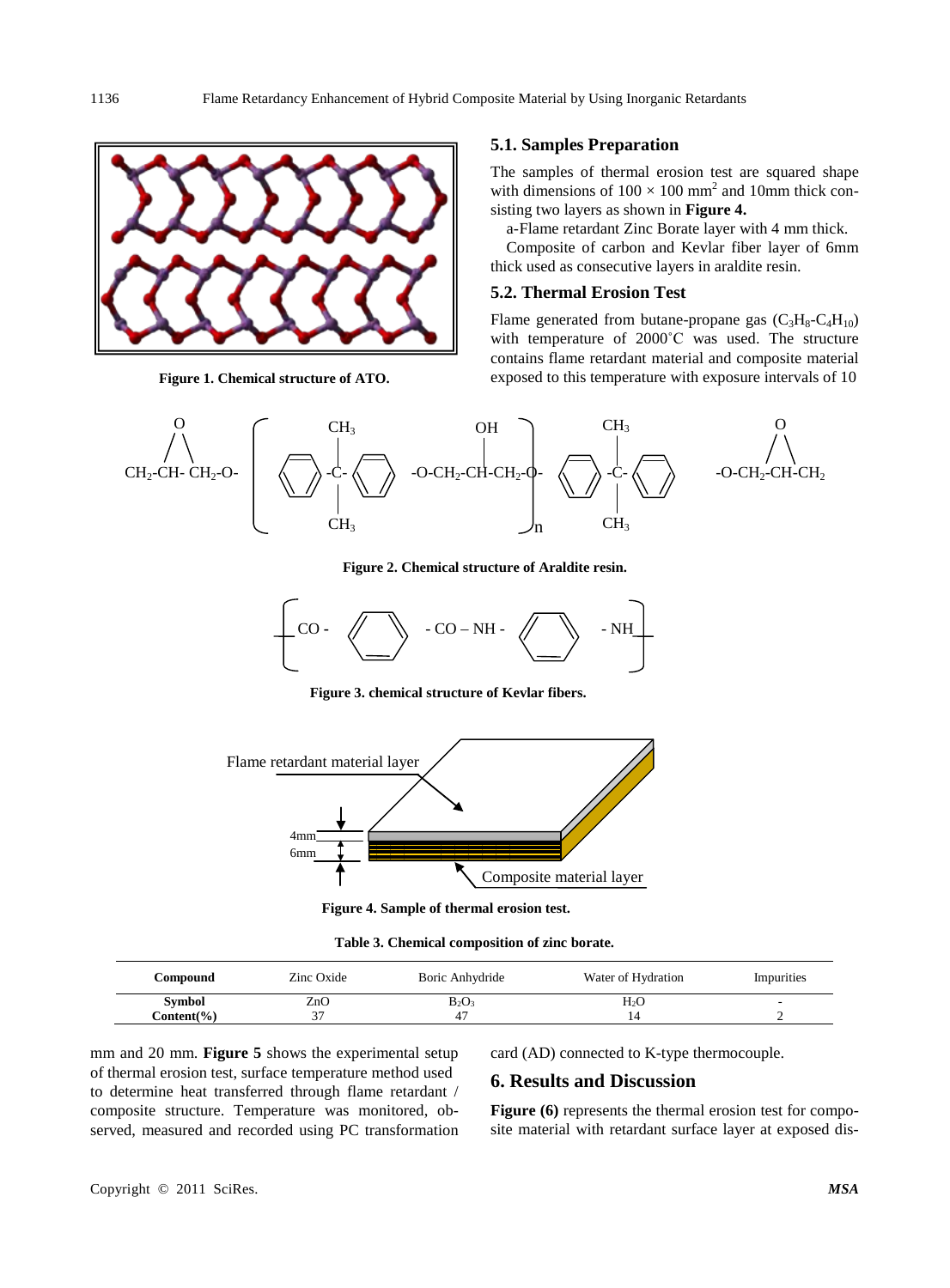Figure 1. Chemical structure of ATO.

### 5.1. Samples Preparation

The samples of thermal erosion test are squared shape with dimensions of $100 \times 100$ mm$^2$ and 10mm thick consisting two layers as shown in **Figure 4.**

a-Flame retardant Zinc Borate layer with 4 mm thick.

Composite of carbon and Kevlar fiber layer of 6mm thick used as consecutive layers in araldite resin.

### 5.2. Thermal Erosion Test

Flame generated from butane-propane gas ($C_3H_8$-$C_4H_{10}$) with temperature of 2000˚C was used. The structure contains flame retardant material and composite material exposed to this temperature with exposure intervals of 10 mm and 20 mm. **Figure 5** shows the experimental setup of thermal erosion test, surface temperature method used to determine heat transferred through flame retardant / composite structure. Temperature was monitored, observed, measured and recorded using PC transformation card (AD) connected to K-type thermocouple.

Figure 2. Chemical structure of Araldite resin.

Figure 3. chemical structure of Kevlar fibers.

Figure 4. Sample of thermal erosion test.

Table 3. Chemical composition of zinc borate.

| Compound | Zinc Oxide | Boric Anhydride | Water of Hydration | Impurities |
|---|---|---|---|---|
| Symbol | $ZnO$ | $B_2O_3$ | $H_2O$ | - |
| Content(%) | 37 | 47 | 14 | 2 |

## 6. Results and Discussion

**Figure (6)** represents the thermal erosion test for composite material with retardant surface layer at exposed dis-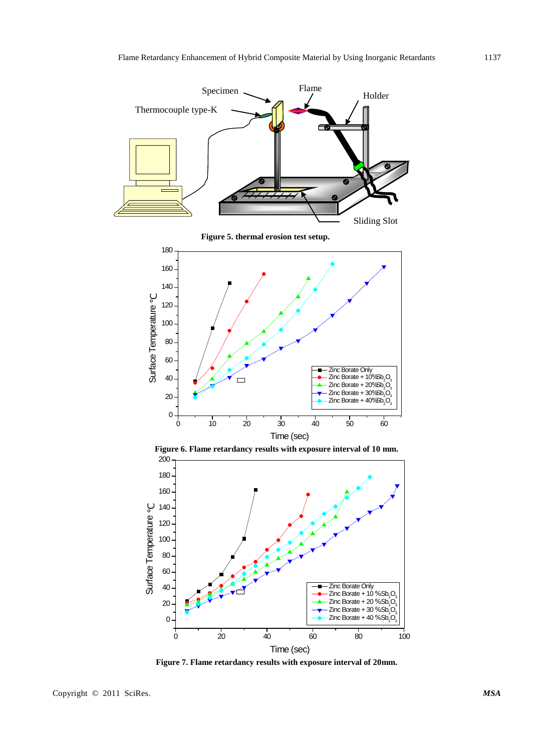Figure 5. thermal erosion test setup.

Figure 6. Flame retardancy results with exposure interval of 10 mm.

Figure 7. Flame retardancy results with exposure interval of 20mm.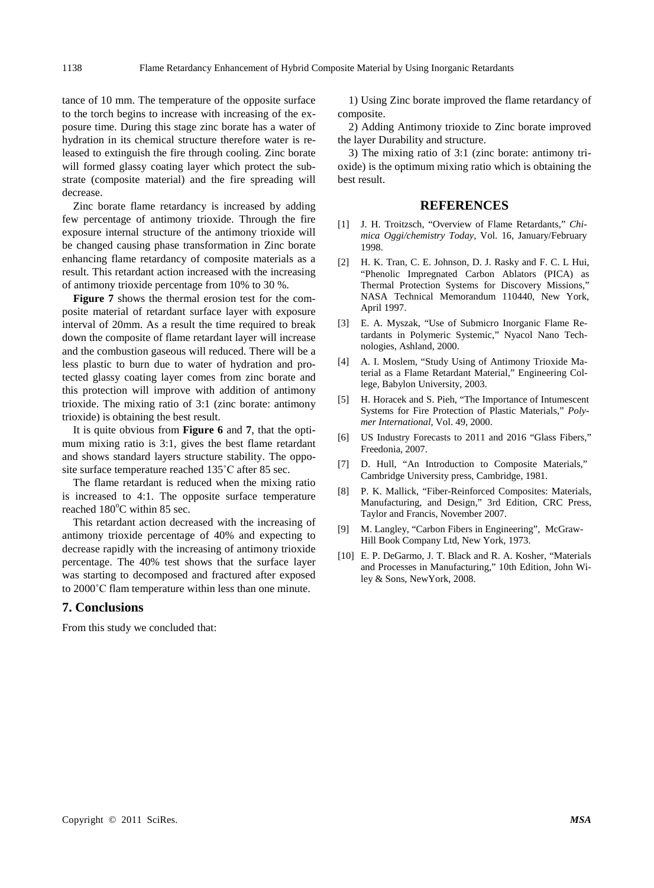tance of 10 mm. The temperature of the opposite surface to the torch begins to increase with increasing of the exposure time. During this stage zinc borate has a water of hydration in its chemical structure therefore water is released to extinguish the fire through cooling. Zinc borate will formed glassy coating layer which protect the substrate (composite material) and the fire spreading will decrease.

Zinc borate flame retardancy is increased by adding few percentage of antimony trioxide. Through the fire exposure internal structure of the antimony trioxide will be changed causing phase transformation in Zinc borate enhancing flame retardancy of composite materials as a result. This retardant action increased with the increasing of antimony trioxide percentage from 10% to 30 %.

**Figure 7** shows the thermal erosion test for the composite material of retardant surface layer with exposure interval of 20mm. As a result the time required to break down the composite of flame retardant layer will increase and the combustion gaseous will reduced. There will be a less plastic to burn due to water of hydration and protected glassy coating layer comes from zinc borate and this protection will improve with addition of antimony trioxide. The mixing ratio of 3:1 (zinc borate: antimony trioxide) is obtaining the best result.

It is quite obvious from **Figure 6** and **7**, that the optimum mixing ratio is 3:1, gives the best flame retardant and shows standard layers structure stability. The opposite surface temperature reached 135˚C after 85 sec.

The flame retardant is reduced when the mixing ratio is increased to 4:1. The opposite surface temperature reached $180^{o}$C within 85 sec.

This retardant action decreased with the increasing of antimony trioxide percentage of 40% and expecting to decrease rapidly with the increasing of antimony trioxide percentage. The 40% test shows that the surface layer was starting to decomposed and fractured after exposed to 2000˚C flam temperature within less than one minute.

## 7. Conclusions

From this study we concluded that:

1) Using Zinc borate improved the flame retardancy of composite.

2) Adding Antimony trioxide to Zinc borate improved the layer Durability and structure.

3) The mixing ratio of 3:1 (zinc borate: antimony trioxide) is the optimum mixing ratio which is obtaining the best result.

## REFERENCES

[1] J. H. Troitzsch, "Overview of Flame Retardants," *Chimica Oggi/chemistry Today*, Vol. 16, January/February 1998.

[2] H. K. Tran, C. E. Johnson, D. J. Rasky and F. C. L Hui, "Phenolic Impregnated Carbon Ablators (PICA) as Thermal Protection Systems for Discovery Missions," NASA Technical Memorandum 110440, New York, April 1997.

[3] E. A. Myszak, "Use of Submicro Inorganic Flame Retardants in Polymeric Systemic," Nyacol Nano Technologies, Ashland, 2000.

[4] A. I. Moslem, "Study Using of Antimony Trioxide Material as a Flame Retardant Material," Engineering College, Babylon University, 2003.

[5] H. Horacek and S. Pieh, "The Importance of Intumescent Systems for Fire Protection of Plastic Materials," *Polymer International*, Vol. 49, 2000.

[6] US Industry Forecasts to 2011 and 2016 "Glass Fibers," Freedonia, 2007.

[7] D. Hull, "An Introduction to Composite Materials," Cambridge University press, Cambridge, 1981.

[8] P. K. Mallick, "Fiber-Reinforced Composites: Materials, Manufacturing, and Design," 3rd Edition, CRC Press, Taylor and Francis, November 2007.

[9] M. Langley, "Carbon Fibers in Engineering", McGraw-Hill Book Company Ltd, New York, 1973.

[10] E. P. DeGarmo, J. T. Black and R. A. Kosher, "Materials and Processes in Manufacturing," 10th Edition, John Wiley & Sons, NewYork, 2008.